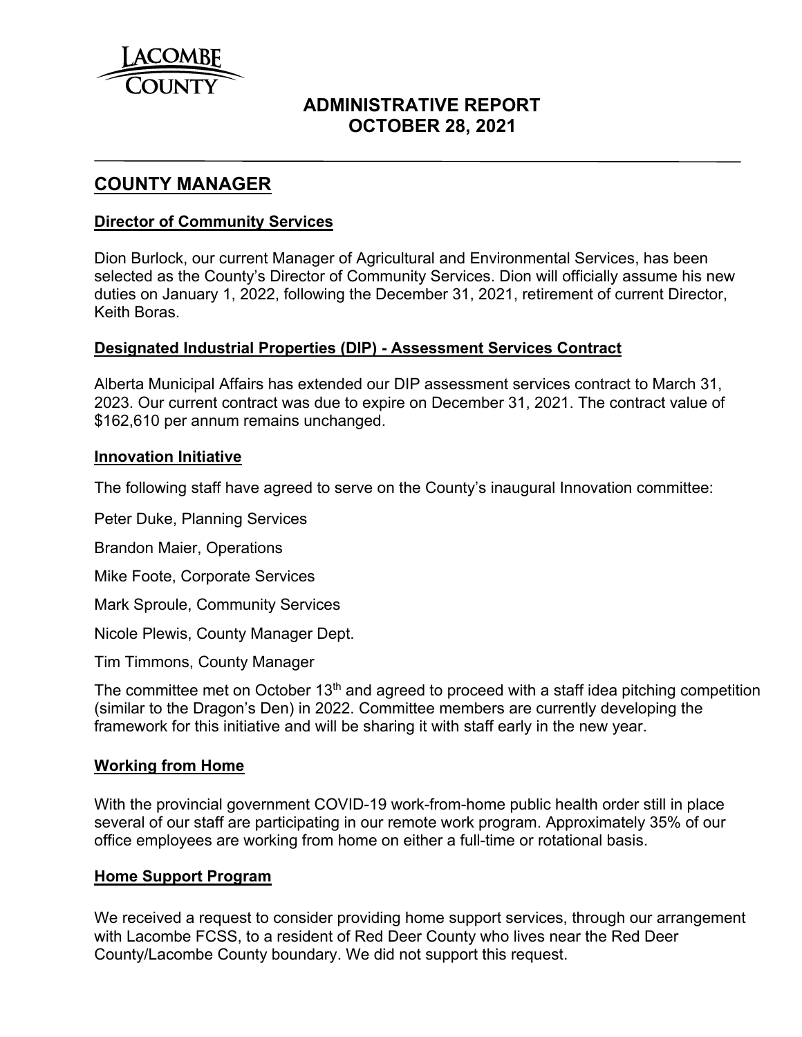# ADMINISTRATIVE REPORT
# OCTOBER 28, 2021

## COUNTY MANAGER

### Director of Community Services

Dion Burlock, our current Manager of Agricultural and Environmental Services, has been selected as the County's Director of Community Services. Dion will officially assume his new duties on January 1, 2022, following the December 31, 2021, retirement of current Director, Keith Boras.

### Designated Industrial Properties (DIP) - Assessment Services Contract

Alberta Municipal Affairs has extended our DIP assessment services contract to March 31, 2023. Our current contract was due to expire on December 31, 2021. The contract value of $162,610 per annum remains unchanged.

### Innovation Initiative

The following staff have agreed to serve on the County's inaugural Innovation committee:

Peter Duke, Planning Services

Brandon Maier, Operations

Mike Foote, Corporate Services

Mark Sproule, Community Services

Nicole Plewis, County Manager Dept.

Tim Timmons, County Manager

The committee met on October 13th and agreed to proceed with a staff idea pitching competition (similar to the Dragon's Den) in 2022. Committee members are currently developing the framework for this initiative and will be sharing it with staff early in the new year.

### Working from Home

With the provincial government COVID-19 work-from-home public health order still in place several of our staff are participating in our remote work program. Approximately 35% of our office employees are working from home on either a full-time or rotational basis.

### Home Support Program

We received a request to consider providing home support services, through our arrangement with Lacombe FCSS, to a resident of Red Deer County who lives near the Red Deer County/Lacombe County boundary. We did not support this request.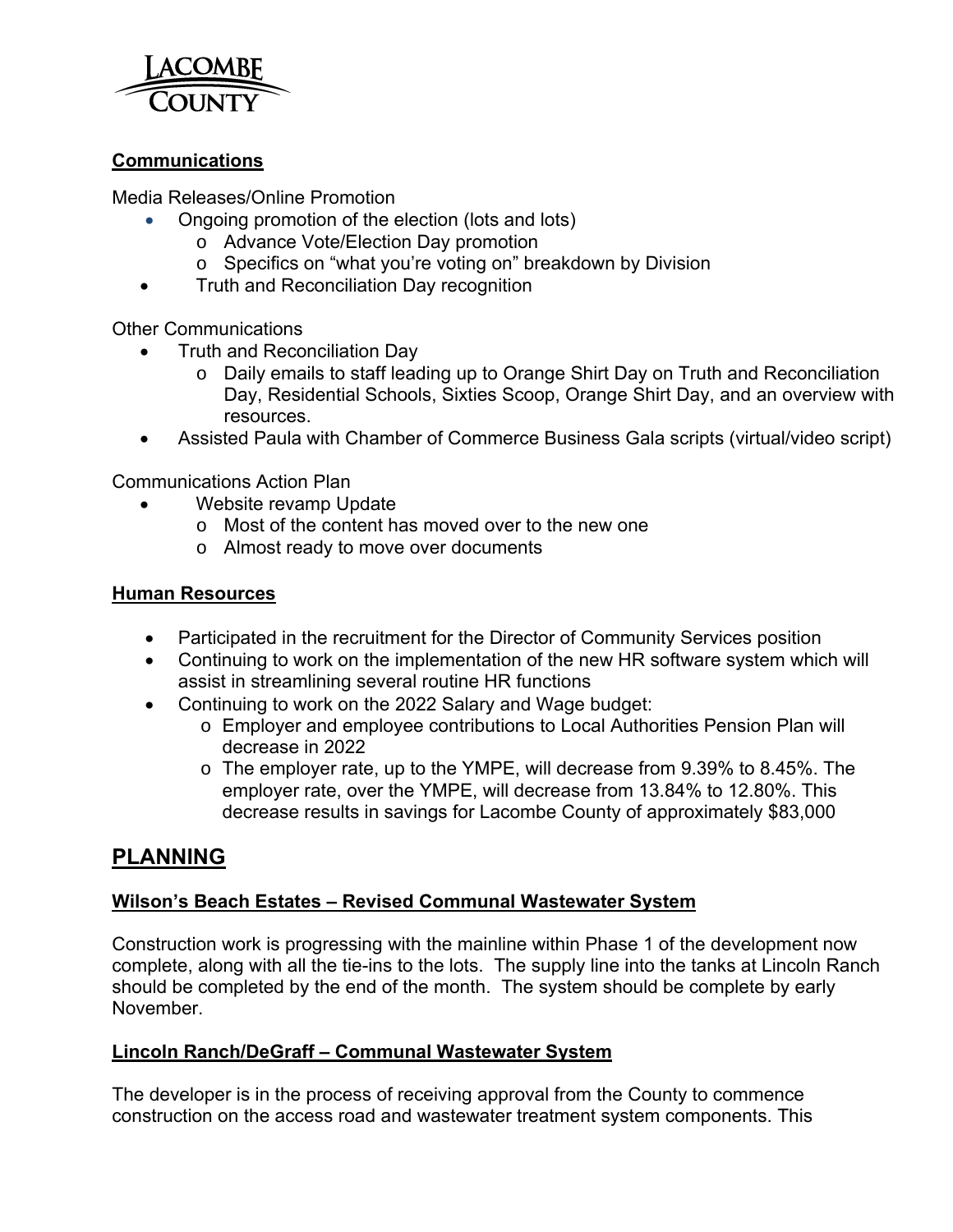### Communications

Media Releases/Online Promotion

- Ongoing promotion of the election (lots and lots)
  - Advance Vote/Election Day promotion
  - Specifics on "what you're voting on" breakdown by Division
- Truth and Reconciliation Day recognition

Other Communications

- Truth and Reconciliation Day
  - Daily emails to staff leading up to Orange Shirt Day on Truth and Reconciliation Day, Residential Schools, Sixties Scoop, Orange Shirt Day, and an overview with resources.
- Assisted Paula with Chamber of Commerce Business Gala scripts (virtual/video script)

Communications Action Plan

- Website revamp Update
  - Most of the content has moved over to the new one
  - Almost ready to move over documents

### Human Resources

- Participated in the recruitment for the Director of Community Services position
- Continuing to work on the implementation of the new HR software system which will assist in streamlining several routine HR functions
- Continuing to work on the 2022 Salary and Wage budget:
  - Employer and employee contributions to Local Authorities Pension Plan will decrease in 2022
  - The employer rate, up to the YMPE, will decrease from 9.39% to 8.45%. The employer rate, over the YMPE, will decrease from 13.84% to 12.80%. This decrease results in savings for Lacombe County of approximately $83,000

## PLANNING

### Wilson's Beach Estates – Revised Communal Wastewater System

Construction work is progressing with the mainline within Phase 1 of the development now complete, along with all the tie-ins to the lots. The supply line into the tanks at Lincoln Ranch should be completed by the end of the month. The system should be complete by early November.

### Lincoln Ranch/DeGraff – Communal Wastewater System

The developer is in the process of receiving approval from the County to commence construction on the access road and wastewater treatment system components. This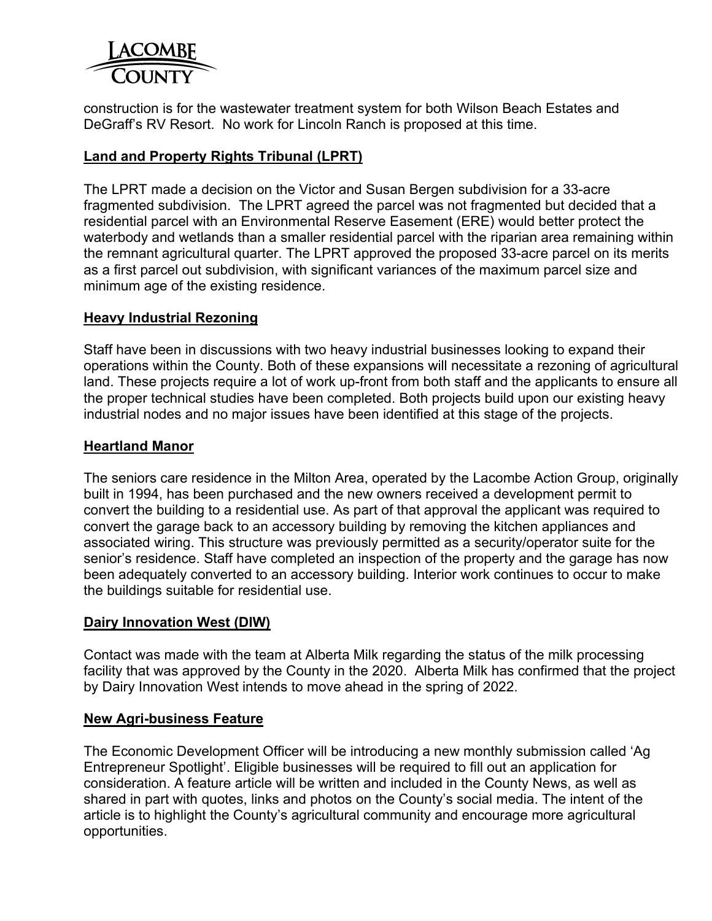construction is for the wastewater treatment system for both Wilson Beach Estates and DeGraff's RV Resort. No work for Lincoln Ranch is proposed at this time.

## Land and Property Rights Tribunal (LPRT)

The LPRT made a decision on the Victor and Susan Bergen subdivision for a 33-acre fragmented subdivision. The LPRT agreed the parcel was not fragmented but decided that a residential parcel with an Environmental Reserve Easement (ERE) would better protect the waterbody and wetlands than a smaller residential parcel with the riparian area remaining within the remnant agricultural quarter. The LPRT approved the proposed 33-acre parcel on its merits as a first parcel out subdivision, with significant variances of the maximum parcel size and minimum age of the existing residence.

## Heavy Industrial Rezoning

Staff have been in discussions with two heavy industrial businesses looking to expand their operations within the County. Both of these expansions will necessitate a rezoning of agricultural land. These projects require a lot of work up-front from both staff and the applicants to ensure all the proper technical studies have been completed. Both projects build upon our existing heavy industrial nodes and no major issues have been identified at this stage of the projects.

## Heartland Manor

The seniors care residence in the Milton Area, operated by the Lacombe Action Group, originally built in 1994, has been purchased and the new owners received a development permit to convert the building to a residential use. As part of that approval the applicant was required to convert the garage back to an accessory building by removing the kitchen appliances and associated wiring. This structure was previously permitted as a security/operator suite for the senior's residence. Staff have completed an inspection of the property and the garage has now been adequately converted to an accessory building. Interior work continues to occur to make the buildings suitable for residential use.

## Dairy Innovation West (DIW)

Contact was made with the team at Alberta Milk regarding the status of the milk processing facility that was approved by the County in the 2020. Alberta Milk has confirmed that the project by Dairy Innovation West intends to move ahead in the spring of 2022.

## New Agri-business Feature

The Economic Development Officer will be introducing a new monthly submission called 'Ag Entrepreneur Spotlight'. Eligible businesses will be required to fill out an application for consideration. A feature article will be written and included in the County News, as well as shared in part with quotes, links and photos on the County's social media. The intent of the article is to highlight the County's agricultural community and encourage more agricultural opportunities.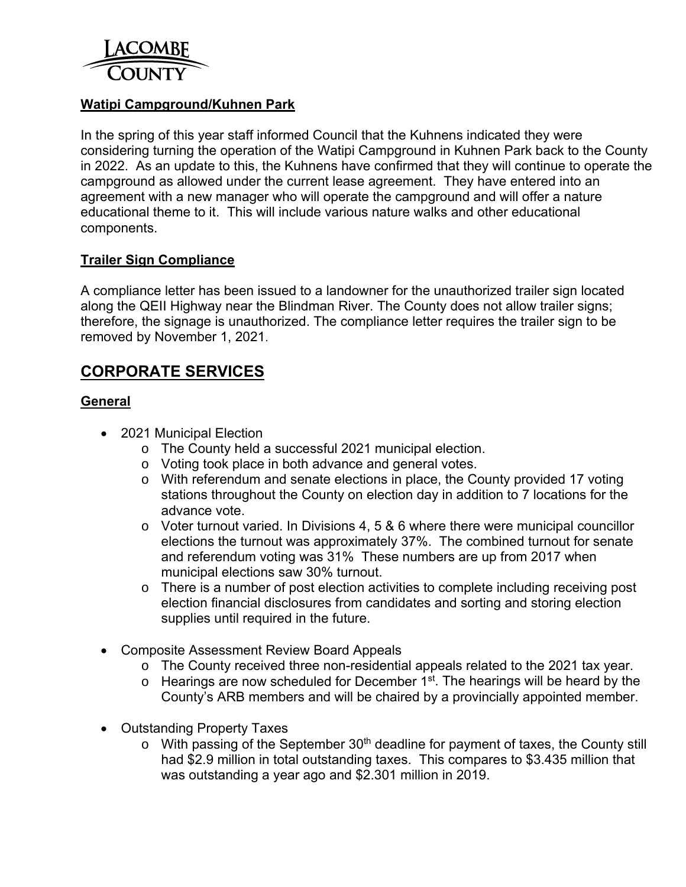**Watipi Campground/Kuhnen Park**

In the spring of this year staff informed Council that the Kuhnens indicated they were considering turning the operation of the Watipi Campground in Kuhnen Park back to the County in 2022. As an update to this, the Kuhnens have confirmed that they will continue to operate the campground as allowed under the current lease agreement. They have entered into an agreement with a new manager who will operate the campground and will offer a nature educational theme to it. This will include various nature walks and other educational components.

**Trailer Sign Compliance**

A compliance letter has been issued to a landowner for the unauthorized trailer sign located along the QEII Highway near the Blindman River. The County does not allow trailer signs; therefore, the signage is unauthorized. The compliance letter requires the trailer sign to be removed by November 1, 2021.

## CORPORATE SERVICES

**General**

- 2021 Municipal Election
  - The County held a successful 2021 municipal election.
  - Voting took place in both advance and general votes.
  - With referendum and senate elections in place, the County provided 17 voting stations throughout the County on election day in addition to 7 locations for the advance vote.
  - Voter turnout varied. In Divisions 4, 5 & 6 where there were municipal councillor elections the turnout was approximately 37%. The combined turnout for senate and referendum voting was 31% These numbers are up from 2017 when municipal elections saw 30% turnout.
  - There is a number of post election activities to complete including receiving post election financial disclosures from candidates and sorting and storing election supplies until required in the future.

- Composite Assessment Review Board Appeals
  - The County received three non-residential appeals related to the 2021 tax year.
  - Hearings are now scheduled for December 1st. The hearings will be heard by the County's ARB members and will be chaired by a provincially appointed member.

- Outstanding Property Taxes
  - With passing of the September 30th deadline for payment of taxes, the County still had \$2.9 million in total outstanding taxes. This compares to \$3.435 million that was outstanding a year ago and \$2.301 million in 2019.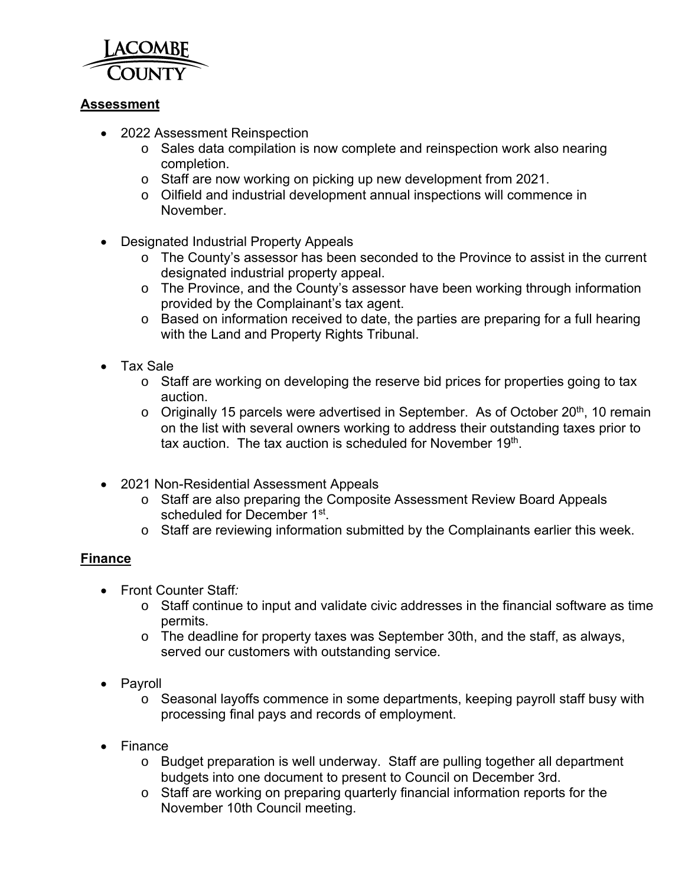## Assessment

- 2022 Assessment Reinspection
  - Sales data compilation is now complete and reinspection work also nearing completion.
  - Staff are now working on picking up new development from 2021.
  - Oilfield and industrial development annual inspections will commence in November.

- Designated Industrial Property Appeals
  - The County's assessor has been seconded to the Province to assist in the current designated industrial property appeal.
  - The Province, and the County's assessor have been working through information provided by the Complainant's tax agent.
  - Based on information received to date, the parties are preparing for a full hearing with the Land and Property Rights Tribunal.

- Tax Sale
  - Staff are working on developing the reserve bid prices for properties going to tax auction.
  - Originally 15 parcels were advertised in September. As of October 20th, 10 remain on the list with several owners working to address their outstanding taxes prior to tax auction. The tax auction is scheduled for November 19th.

- 2021 Non-Residential Assessment Appeals
  - Staff are also preparing the Composite Assessment Review Board Appeals scheduled for December 1st.
  - Staff are reviewing information submitted by the Complainants earlier this week.

## Finance

- Front Counter Staff*:*
  - Staff continue to input and validate civic addresses in the financial software as time permits.
  - The deadline for property taxes was September 30th, and the staff, as always, served our customers with outstanding service.

- Payroll
  - Seasonal layoffs commence in some departments, keeping payroll staff busy with processing final pays and records of employment.

- Finance
  - Budget preparation is well underway. Staff are pulling together all department budgets into one document to present to Council on December 3rd.
  - Staff are working on preparing quarterly financial information reports for the November 10th Council meeting.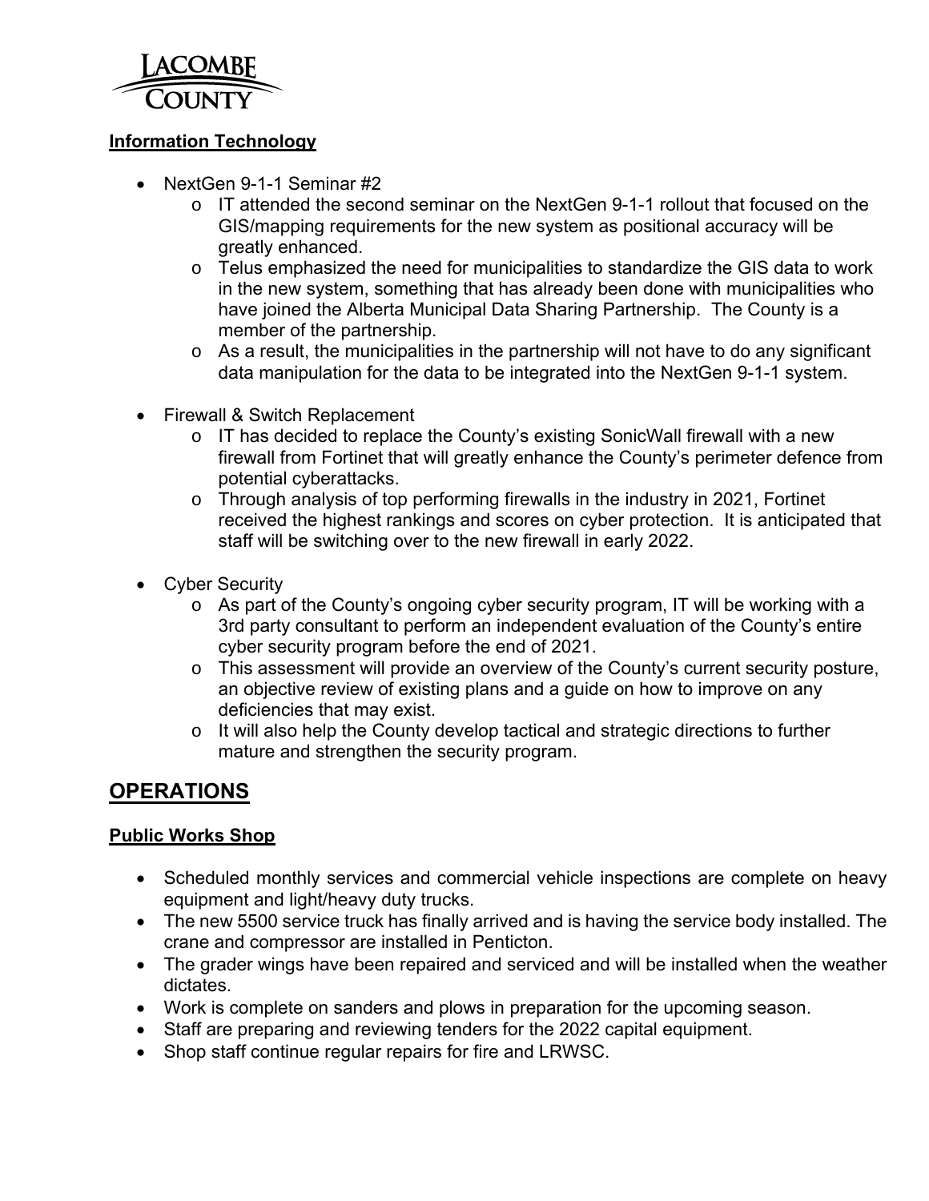### Information Technology

- NextGen 9-1-1 Seminar #2
  - IT attended the second seminar on the NextGen 9-1-1 rollout that focused on the GIS/mapping requirements for the new system as positional accuracy will be greatly enhanced.
  - Telus emphasized the need for municipalities to standardize the GIS data to work in the new system, something that has already been done with municipalities who have joined the Alberta Municipal Data Sharing Partnership. The County is a member of the partnership.
  - As a result, the municipalities in the partnership will not have to do any significant data manipulation for the data to be integrated into the NextGen 9-1-1 system.

- Firewall & Switch Replacement
  - IT has decided to replace the County's existing SonicWall firewall with a new firewall from Fortinet that will greatly enhance the County's perimeter defence from potential cyberattacks.
  - Through analysis of top performing firewalls in the industry in 2021, Fortinet received the highest rankings and scores on cyber protection. It is anticipated that staff will be switching over to the new firewall in early 2022.

- Cyber Security
  - As part of the County's ongoing cyber security program, IT will be working with a 3rd party consultant to perform an independent evaluation of the County's entire cyber security program before the end of 2021.
  - This assessment will provide an overview of the County's current security posture, an objective review of existing plans and a guide on how to improve on any deficiencies that may exist.
  - It will also help the County develop tactical and strategic directions to further mature and strengthen the security program.

## OPERATIONS

### Public Works Shop

- Scheduled monthly services and commercial vehicle inspections are complete on heavy equipment and light/heavy duty trucks.
- The new 5500 service truck has finally arrived and is having the service body installed. The crane and compressor are installed in Penticton.
- The grader wings have been repaired and serviced and will be installed when the weather dictates.
- Work is complete on sanders and plows in preparation for the upcoming season.
- Staff are preparing and reviewing tenders for the 2022 capital equipment.
- Shop staff continue regular repairs for fire and LRWSC.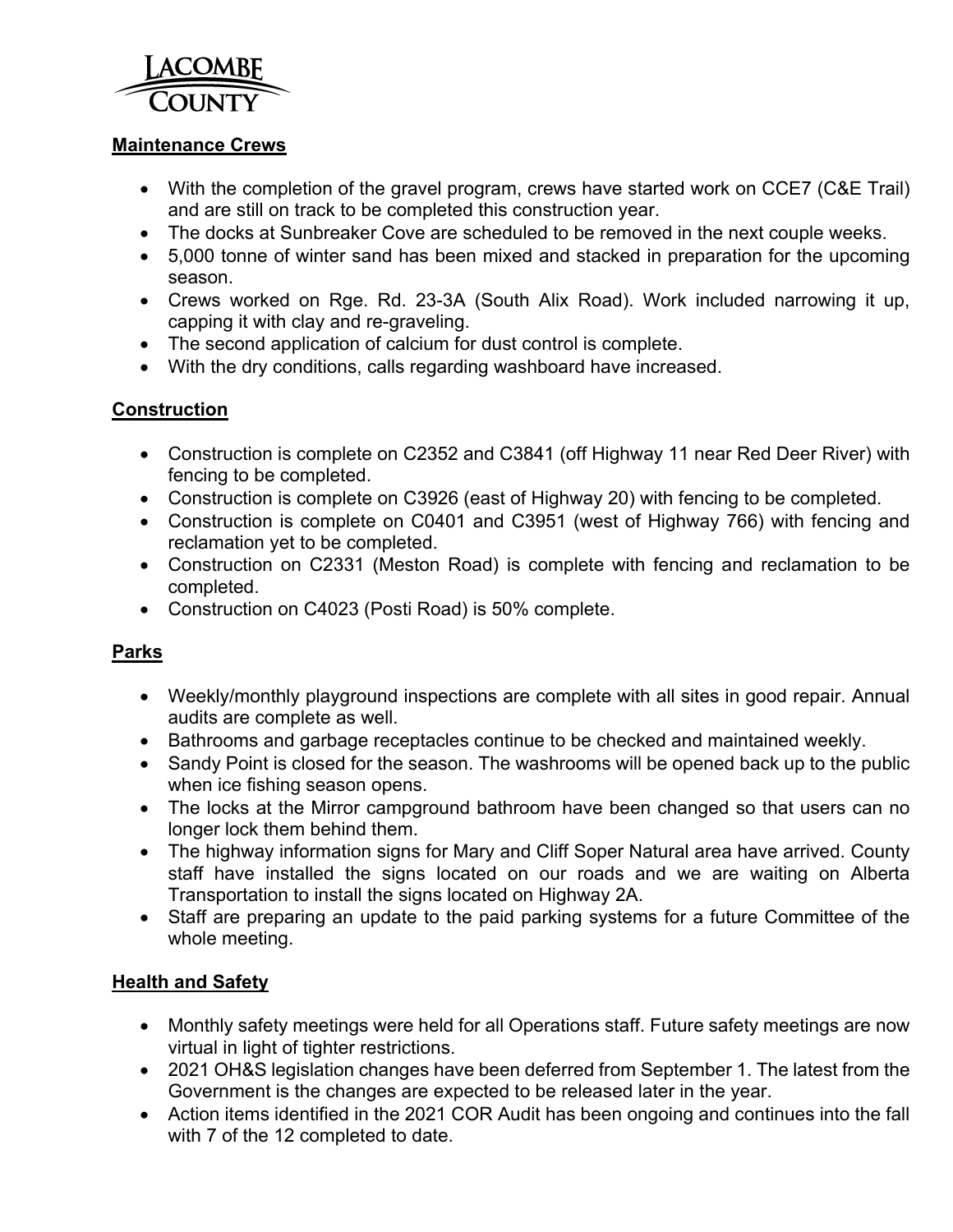LACOMBE COUNTY

**Maintenance Crews**

- With the completion of the gravel program, crews have started work on CCE7 (C&E Trail) and are still on track to be completed this construction year.
- The docks at Sunbreaker Cove are scheduled to be removed in the next couple weeks.
- 5,000 tonne of winter sand has been mixed and stacked in preparation for the upcoming season.
- Crews worked on Rge. Rd. 23-3A (South Alix Road). Work included narrowing it up, capping it with clay and re-graveling.
- The second application of calcium for dust control is complete.
- With the dry conditions, calls regarding washboard have increased.

**Construction**

- Construction is complete on C2352 and C3841 (off Highway 11 near Red Deer River) with fencing to be completed.
- Construction is complete on C3926 (east of Highway 20) with fencing to be completed.
- Construction is complete on C0401 and C3951 (west of Highway 766) with fencing and reclamation yet to be completed.
- Construction on C2331 (Meston Road) is complete with fencing and reclamation to be completed.
- Construction on C4023 (Posti Road) is 50% complete.

**Parks**

- Weekly/monthly playground inspections are complete with all sites in good repair. Annual audits are complete as well.
- Bathrooms and garbage receptacles continue to be checked and maintained weekly.
- Sandy Point is closed for the season. The washrooms will be opened back up to the public when ice fishing season opens.
- The locks at the Mirror campground bathroom have been changed so that users can no longer lock them behind them.
- The highway information signs for Mary and Cliff Soper Natural area have arrived. County staff have installed the signs located on our roads and we are waiting on Alberta Transportation to install the signs located on Highway 2A.
- Staff are preparing an update to the paid parking systems for a future Committee of the whole meeting.

**Health and Safety**

- Monthly safety meetings were held for all Operations staff. Future safety meetings are now virtual in light of tighter restrictions.
- 2021 OH&S legislation changes have been deferred from September 1. The latest from the Government is the changes are expected to be released later in the year.
- Action items identified in the 2021 COR Audit has been ongoing and continues into the fall with 7 of the 12 completed to date.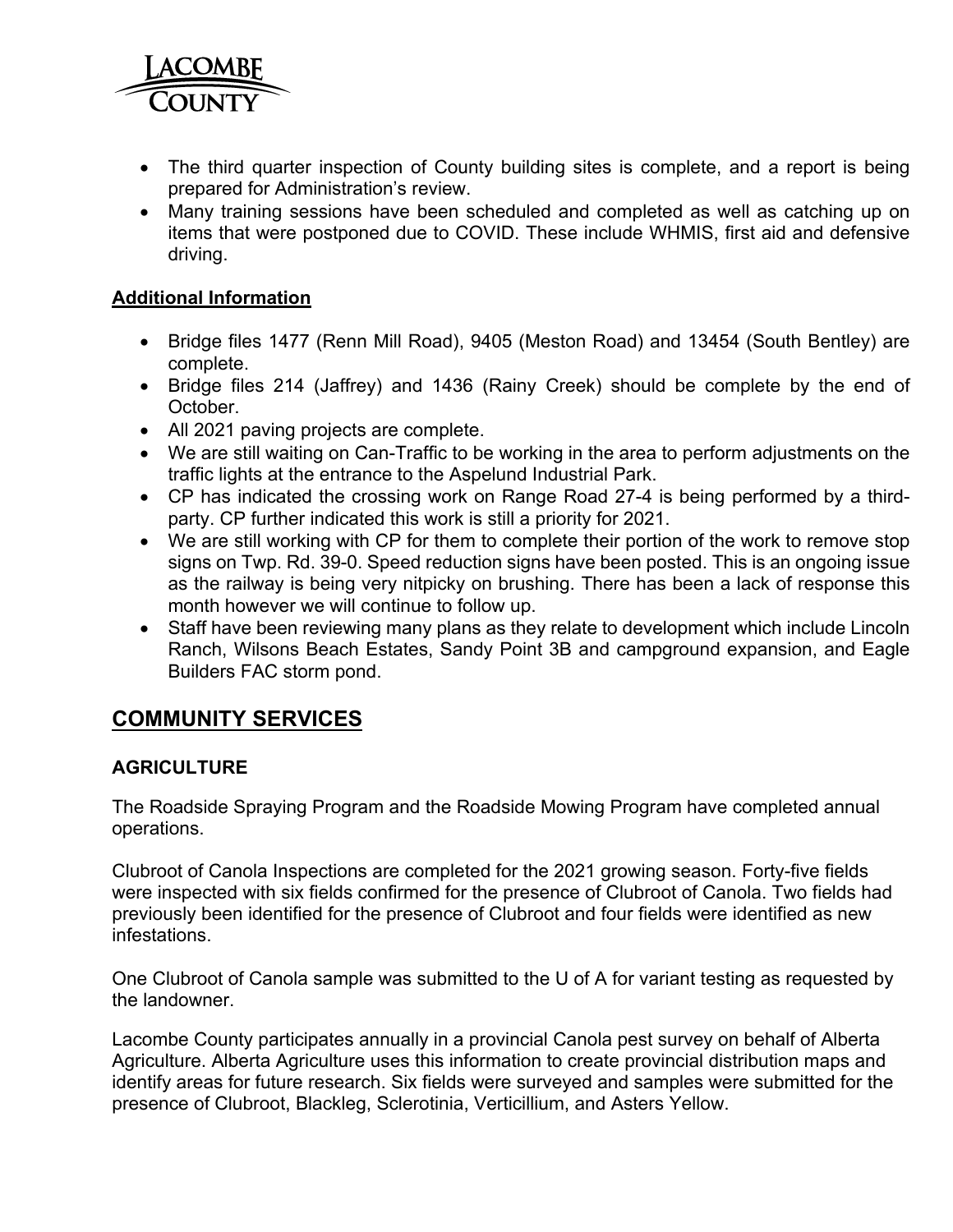- The third quarter inspection of County building sites is complete, and a report is being prepared for Administration's review.
- Many training sessions have been scheduled and completed as well as catching up on items that were postponed due to COVID. These include WHMIS, first aid and defensive driving.

**Additional Information**

- Bridge files 1477 (Renn Mill Road), 9405 (Meston Road) and 13454 (South Bentley) are complete.
- Bridge files 214 (Jaffrey) and 1436 (Rainy Creek) should be complete by the end of October.
- All 2021 paving projects are complete.
- We are still waiting on Can-Traffic to be working in the area to perform adjustments on the traffic lights at the entrance to the Aspelund Industrial Park.
- CP has indicated the crossing work on Range Road 27-4 is being performed by a third-party. CP further indicated this work is still a priority for 2021.
- We are still working with CP for them to complete their portion of the work to remove stop signs on Twp. Rd. 39-0. Speed reduction signs have been posted. This is an ongoing issue as the railway is being very nitpicky on brushing. There has been a lack of response this month however we will continue to follow up.
- Staff have been reviewing many plans as they relate to development which include Lincoln Ranch, Wilsons Beach Estates, Sandy Point 3B and campground expansion, and Eagle Builders FAC storm pond.

## COMMUNITY SERVICES

### AGRICULTURE

The Roadside Spraying Program and the Roadside Mowing Program have completed annual operations.

Clubroot of Canola Inspections are completed for the 2021 growing season. Forty-five fields were inspected with six fields confirmed for the presence of Clubroot of Canola. Two fields had previously been identified for the presence of Clubroot and four fields were identified as new infestations.

One Clubroot of Canola sample was submitted to the U of A for variant testing as requested by the landowner.

Lacombe County participates annually in a provincial Canola pest survey on behalf of Alberta Agriculture. Alberta Agriculture uses this information to create provincial distribution maps and identify areas for future research. Six fields were surveyed and samples were submitted for the presence of Clubroot, Blackleg, Sclerotinia, Verticillium, and Asters Yellow.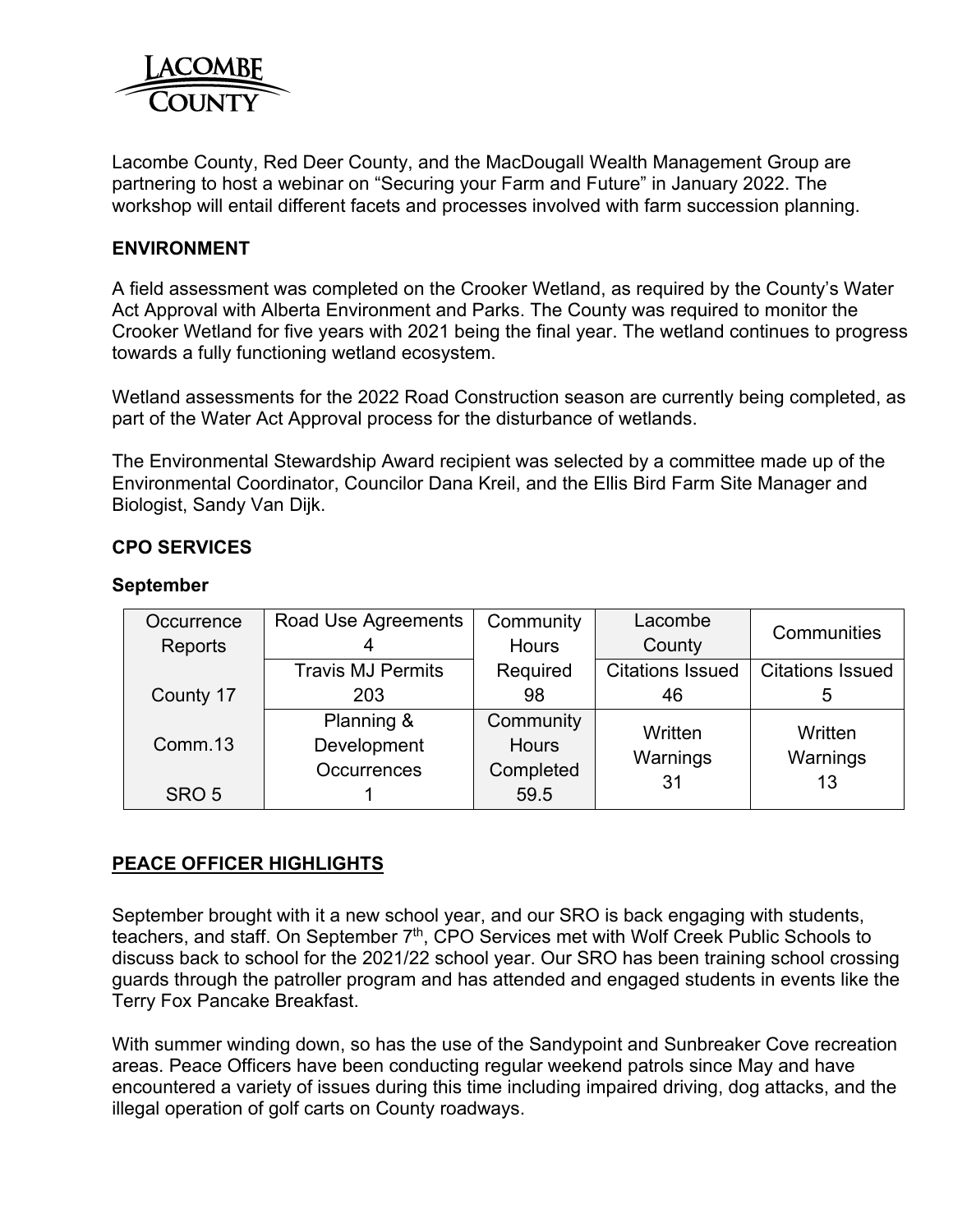Lacombe County, Red Deer County, and the MacDougall Wealth Management Group are partnering to host a webinar on "Securing your Farm and Future" in January 2022. The workshop will entail different facets and processes involved with farm succession planning.

**ENVIRONMENT**

A field assessment was completed on the Crooker Wetland, as required by the County's Water Act Approval with Alberta Environment and Parks. The County was required to monitor the Crooker Wetland for five years with 2021 being the final year. The wetland continues to progress towards a fully functioning wetland ecosystem.

Wetland assessments for the 2022 Road Construction season are currently being completed, as part of the Water Act Approval process for the disturbance of wetlands.

The Environmental Stewardship Award recipient was selected by a committee made up of the Environmental Coordinator, Councilor Dana Kreil, and the Ellis Bird Farm Site Manager and Biologist, Sandy Van Dijk.

**CPO SERVICES**

**September**

| Occurrence Reports | Road Use Agreements 4 | Community Hours Required 98 | Lacombe County | Communities |
|---|---|---|---|---|
| County 17 | Travis MJ Permits 203 | | Citations Issued 46 | Citations Issued 5 |
| Comm.13 | Planning & Development Occurrences 1 | Community Hours Completed 59.5 | Written Warnings 31 | Written Warnings 13 |
| SRO 5 | | | | |

**PEACE OFFICER HIGHLIGHTS**

September brought with it a new school year, and our SRO is back engaging with students, teachers, and staff. On September 7th, CPO Services met with Wolf Creek Public Schools to discuss back to school for the 2021/22 school year. Our SRO has been training school crossing guards through the patroller program and has attended and engaged students in events like the Terry Fox Pancake Breakfast.

With summer winding down, so has the use of the Sandypoint and Sunbreaker Cove recreation areas. Peace Officers have been conducting regular weekend patrols since May and have encountered a variety of issues during this time including impaired driving, dog attacks, and the illegal operation of golf carts on County roadways.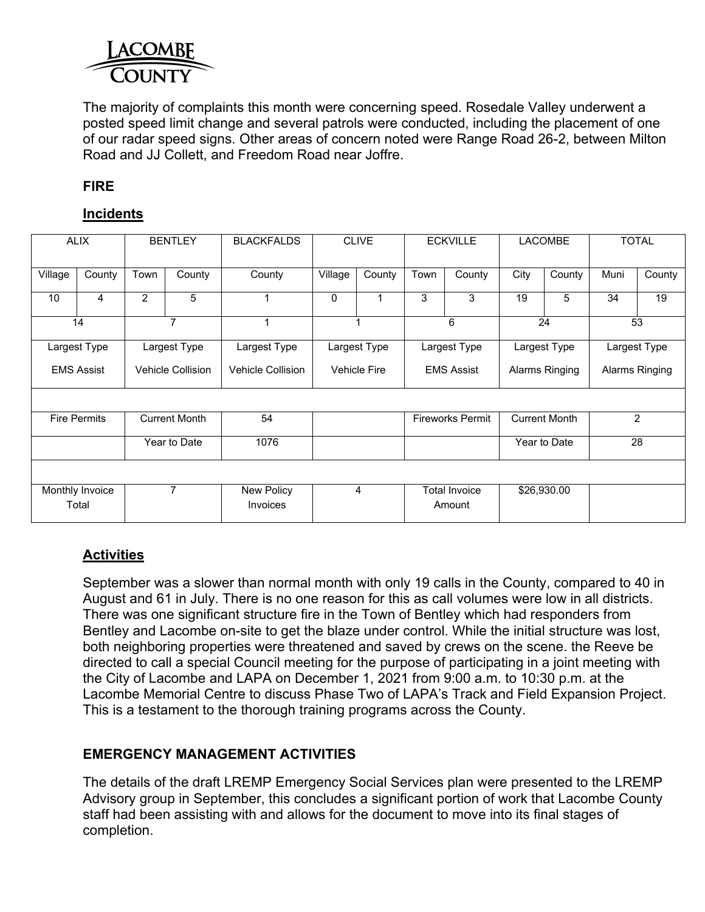The majority of complaints this month were concerning speed. Rosedale Valley underwent a posted speed limit change and several patrols were conducted, including the placement of one of our radar speed signs. Other areas of concern noted were Range Road 26-2, between Milton Road and JJ Collett, and Freedom Road near Joffre.

## FIRE

### Incidents

| ALIX | | BENTLEY | | BLACKFALDS | CLIVE | | ECKVILLE | | LACOMBE | | TOTAL | |
|---|---|---|---|---|---|---|---|---|---|---|---|---|
| Village | County | Town | County | County | Village | County | Town | County | City | County | Muni | County |
| 10 | 4 | 2 | 5 | 1 | 0 | 1 | 3 | 3 | 19 | 5 | 34 | 19 |
| 14 | | 7 | | 1 | 1 | | 6 | | 24 | | 53 | |
| Largest Type EMS Assist | | Largest Type Vehicle Collision | | Largest Type Vehicle Collision | Largest Type Vehicle Fire | | Largest Type EMS Assist | | Largest Type Alarms Ringing | | Largest Type Alarms Ringing | |
| | | | | | | | | | | | | |
| Fire Permits | | Current Month | | 54 | | | Fireworks Permit | | Current Month | | 2 | |
| | | Year to Date | | 1076 | | | | | Year to Date | | 28 | |
| | | | | | | | | | | | | |
| Monthly Invoice Total | | 7 | | New Policy Invoices | 4 | | Total Invoice Amount | | $26,930.00 | | | |

### Activities

September was a slower than normal month with only 19 calls in the County, compared to 40 in August and 61 in July. There is no one reason for this as call volumes were low in all districts. There was one significant structure fire in the Town of Bentley which had responders from Bentley and Lacombe on-site to get the blaze under control. While the initial structure was lost, both neighboring properties were threatened and saved by crews on the scene. the Reeve be directed to call a special Council meeting for the purpose of participating in a joint meeting with the City of Lacombe and LAPA on December 1, 2021 from 9:00 a.m. to 10:30 p.m. at the Lacombe Memorial Centre to discuss Phase Two of LAPA's Track and Field Expansion Project. This is a testament to the thorough training programs across the County.

## EMERGENCY MANAGEMENT ACTIVITIES

The details of the draft LREMP Emergency Social Services plan were presented to the LREMP Advisory group in September, this concludes a significant portion of work that Lacombe County staff had been assisting with and allows for the document to move into its final stages of completion.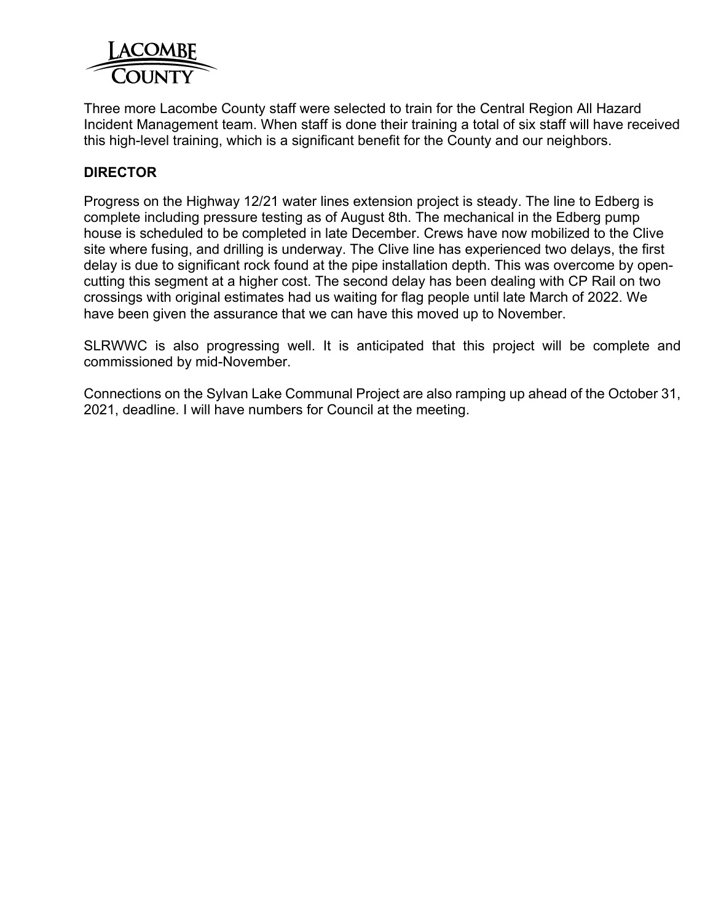Three more Lacombe County staff were selected to train for the Central Region All Hazard Incident Management team. When staff is done their training a total of six staff will have received this high-level training, which is a significant benefit for the County and our neighbors.

**DIRECTOR**

Progress on the Highway 12/21 water lines extension project is steady. The line to Edberg is complete including pressure testing as of August 8th. The mechanical in the Edberg pump house is scheduled to be completed in late December. Crews have now mobilized to the Clive site where fusing, and drilling is underway. The Clive line has experienced two delays, the first delay is due to significant rock found at the pipe installation depth. This was overcome by open-cutting this segment at a higher cost. The second delay has been dealing with CP Rail on two crossings with original estimates had us waiting for flag people until late March of 2022. We have been given the assurance that we can have this moved up to November.

SLRWWC is also progressing well. It is anticipated that this project will be complete and commissioned by mid-November.

Connections on the Sylvan Lake Communal Project are also ramping up ahead of the October 31, 2021, deadline. I will have numbers for Council at the meeting.